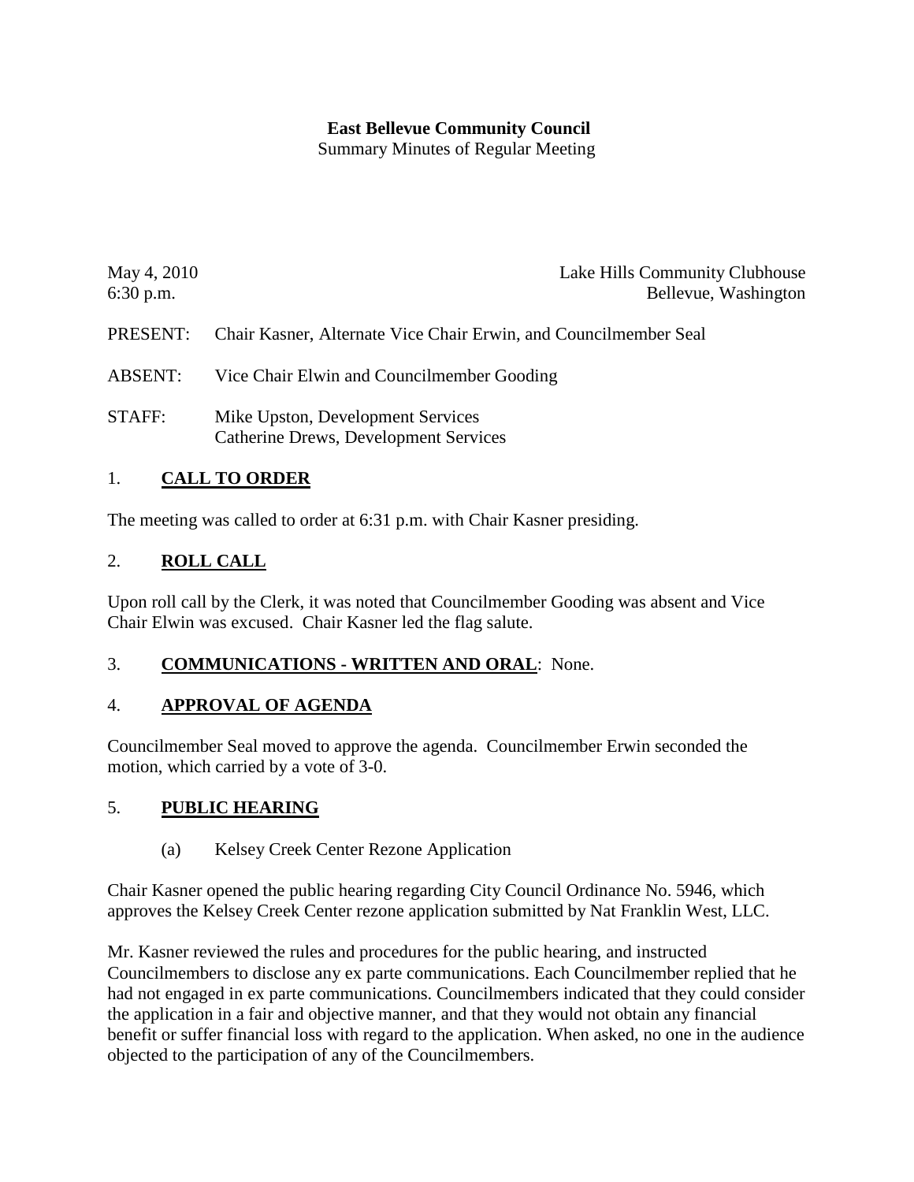**East Bellevue Community Council**
Summary Minutes of Regular Meeting

May 4, 2010 Lake Hills Community Clubhouse
6:30 p.m. Bellevue, Washington

PRESENT: Chair Kasner, Alternate Vice Chair Erwin, and Councilmember Seal

ABSENT: Vice Chair Elwin and Councilmember Gooding

STAFF: Mike Upston, Development Services
Catherine Drews, Development Services

## 1. **CALL TO ORDER**

The meeting was called to order at 6:31 p.m. with Chair Kasner presiding.

## 2. **ROLL CALL**

Upon roll call by the Clerk, it was noted that Councilmember Gooding was absent and Vice Chair Elwin was excused. Chair Kasner led the flag salute.

## 3. **COMMUNICATIONS - WRITTEN AND ORAL**: None.

## 4. **APPROVAL OF AGENDA**

Councilmember Seal moved to approve the agenda. Councilmember Erwin seconded the motion, which carried by a vote of 3-0.

## 5. **PUBLIC HEARING**

(a) Kelsey Creek Center Rezone Application

Chair Kasner opened the public hearing regarding City Council Ordinance No. 5946, which approves the Kelsey Creek Center rezone application submitted by Nat Franklin West, LLC.

Mr. Kasner reviewed the rules and procedures for the public hearing, and instructed Councilmembers to disclose any ex parte communications. Each Councilmember replied that he had not engaged in ex parte communications. Councilmembers indicated that they could consider the application in a fair and objective manner, and that they would not obtain any financial benefit or suffer financial loss with regard to the application. When asked, no one in the audience objected to the participation of any of the Councilmembers.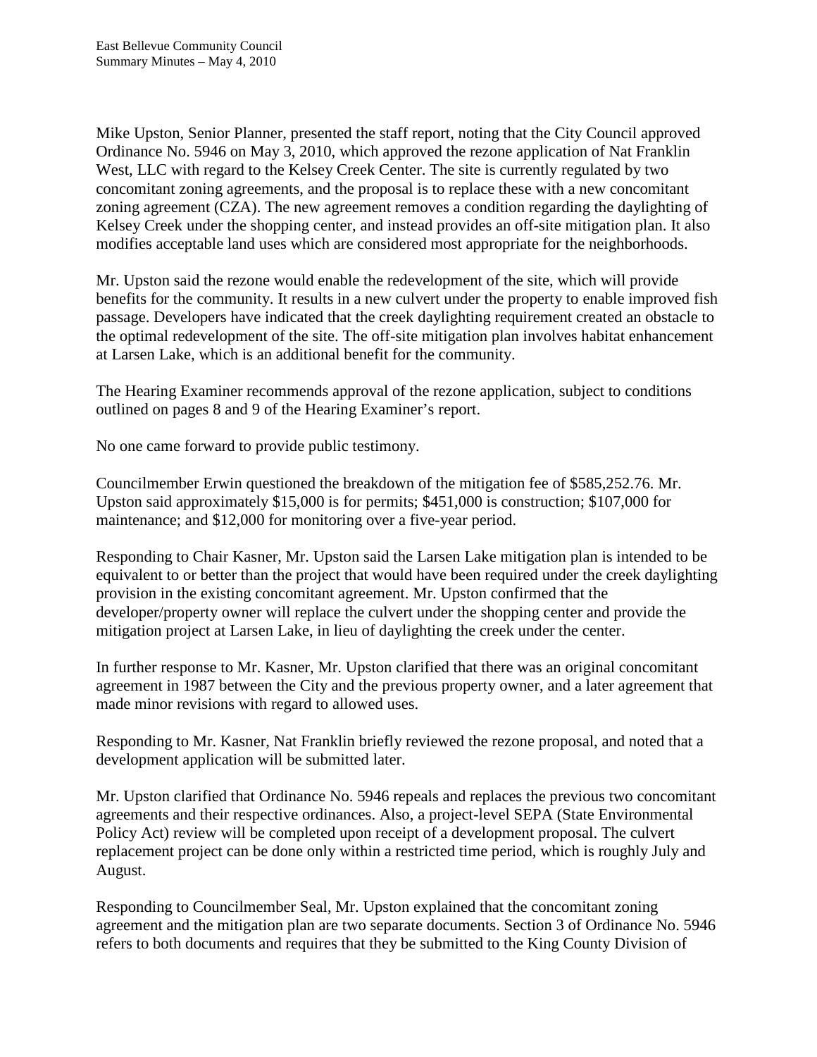Mike Upston, Senior Planner, presented the staff report, noting that the City Council approved Ordinance No. 5946 on May 3, 2010, which approved the rezone application of Nat Franklin West, LLC with regard to the Kelsey Creek Center. The site is currently regulated by two concomitant zoning agreements, and the proposal is to replace these with a new concomitant zoning agreement (CZA). The new agreement removes a condition regarding the daylighting of Kelsey Creek under the shopping center, and instead provides an off-site mitigation plan. It also modifies acceptable land uses which are considered most appropriate for the neighborhoods.

Mr. Upston said the rezone would enable the redevelopment of the site, which will provide benefits for the community. It results in a new culvert under the property to enable improved fish passage. Developers have indicated that the creek daylighting requirement created an obstacle to the optimal redevelopment of the site. The off-site mitigation plan involves habitat enhancement at Larsen Lake, which is an additional benefit for the community.

The Hearing Examiner recommends approval of the rezone application, subject to conditions outlined on pages 8 and 9 of the Hearing Examiner's report.

No one came forward to provide public testimony.

Councilmember Erwin questioned the breakdown of the mitigation fee of $585,252.76. Mr. Upston said approximately $15,000 is for permits; $451,000 is construction; $107,000 for maintenance; and $12,000 for monitoring over a five-year period.

Responding to Chair Kasner, Mr. Upston said the Larsen Lake mitigation plan is intended to be equivalent to or better than the project that would have been required under the creek daylighting provision in the existing concomitant agreement. Mr. Upston confirmed that the developer/property owner will replace the culvert under the shopping center and provide the mitigation project at Larsen Lake, in lieu of daylighting the creek under the center.

In further response to Mr. Kasner, Mr. Upston clarified that there was an original concomitant agreement in 1987 between the City and the previous property owner, and a later agreement that made minor revisions with regard to allowed uses.

Responding to Mr. Kasner, Nat Franklin briefly reviewed the rezone proposal, and noted that a development application will be submitted later.

Mr. Upston clarified that Ordinance No. 5946 repeals and replaces the previous two concomitant agreements and their respective ordinances. Also, a project-level SEPA (State Environmental Policy Act) review will be completed upon receipt of a development proposal. The culvert replacement project can be done only within a restricted time period, which is roughly July and August.

Responding to Councilmember Seal, Mr. Upston explained that the concomitant zoning agreement and the mitigation plan are two separate documents. Section 3 of Ordinance No. 5946 refers to both documents and requires that they be submitted to the King County Division of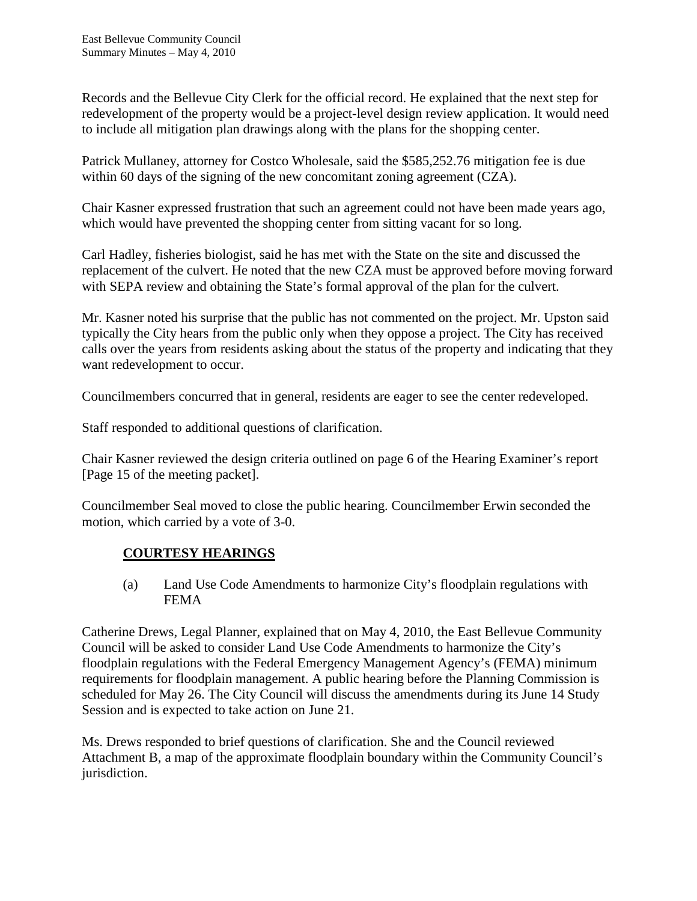Records and the Bellevue City Clerk for the official record. He explained that the next step for redevelopment of the property would be a project-level design review application. It would need to include all mitigation plan drawings along with the plans for the shopping center.

Patrick Mullaney, attorney for Costco Wholesale, said the $585,252.76 mitigation fee is due within 60 days of the signing of the new concomitant zoning agreement (CZA).

Chair Kasner expressed frustration that such an agreement could not have been made years ago, which would have prevented the shopping center from sitting vacant for so long.

Carl Hadley, fisheries biologist, said he has met with the State on the site and discussed the replacement of the culvert. He noted that the new CZA must be approved before moving forward with SEPA review and obtaining the State's formal approval of the plan for the culvert.

Mr. Kasner noted his surprise that the public has not commented on the project. Mr. Upston said typically the City hears from the public only when they oppose a project. The City has received calls over the years from residents asking about the status of the property and indicating that they want redevelopment to occur.

Councilmembers concurred that in general, residents are eager to see the center redeveloped.

Staff responded to additional questions of clarification.

Chair Kasner reviewed the design criteria outlined on page 6 of the Hearing Examiner's report [Page 15 of the meeting packet].

Councilmember Seal moved to close the public hearing. Councilmember Erwin seconded the motion, which carried by a vote of 3-0.

**COURTESY HEARINGS**

(a) Land Use Code Amendments to harmonize City's floodplain regulations with FEMA

Catherine Drews, Legal Planner, explained that on May 4, 2010, the East Bellevue Community Council will be asked to consider Land Use Code Amendments to harmonize the City's floodplain regulations with the Federal Emergency Management Agency's (FEMA) minimum requirements for floodplain management. A public hearing before the Planning Commission is scheduled for May 26. The City Council will discuss the amendments during its June 14 Study Session and is expected to take action on June 21.

Ms. Drews responded to brief questions of clarification. She and the Council reviewed Attachment B, a map of the approximate floodplain boundary within the Community Council's jurisdiction.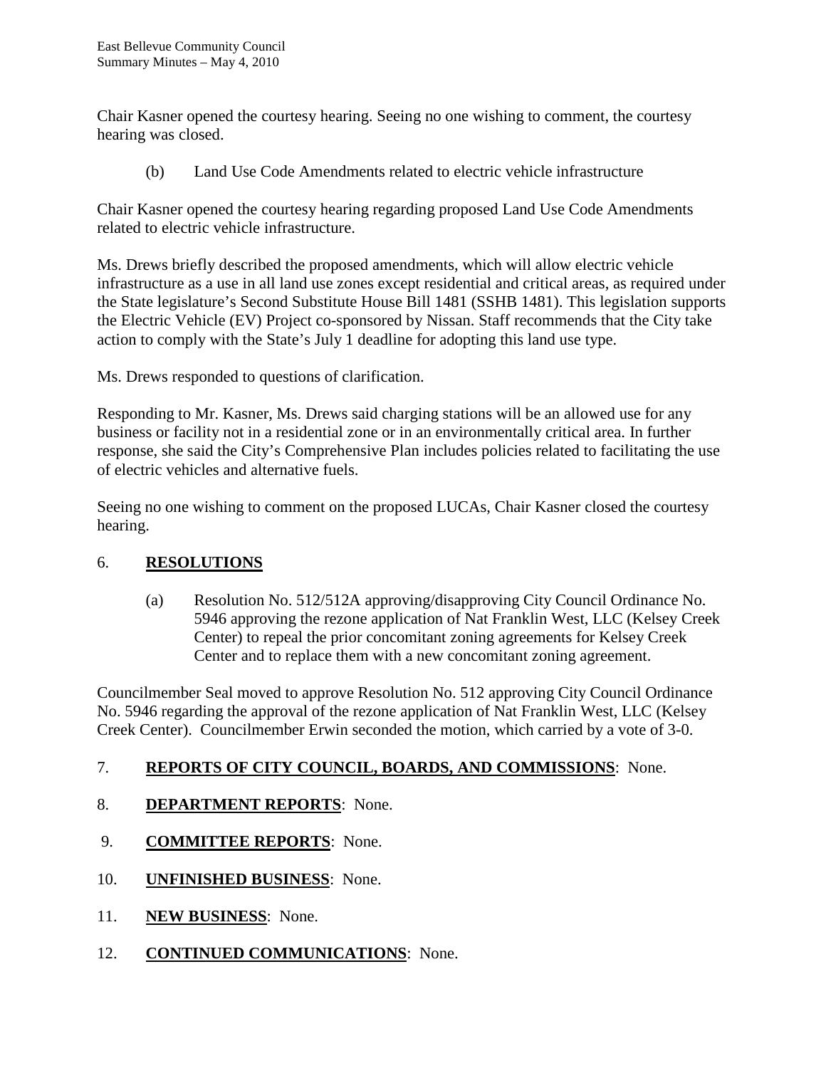Chair Kasner opened the courtesy hearing. Seeing no one wishing to comment, the courtesy hearing was closed.

(b) Land Use Code Amendments related to electric vehicle infrastructure

Chair Kasner opened the courtesy hearing regarding proposed Land Use Code Amendments related to electric vehicle infrastructure.

Ms. Drews briefly described the proposed amendments, which will allow electric vehicle infrastructure as a use in all land use zones except residential and critical areas, as required under the State legislature's Second Substitute House Bill 1481 (SSHB 1481). This legislation supports the Electric Vehicle (EV) Project co-sponsored by Nissan. Staff recommends that the City take action to comply with the State's July 1 deadline for adopting this land use type.

Ms. Drews responded to questions of clarification.

Responding to Mr. Kasner, Ms. Drews said charging stations will be an allowed use for any business or facility not in a residential zone or in an environmentally critical area. In further response, she said the City's Comprehensive Plan includes policies related to facilitating the use of electric vehicles and alternative fuels.

Seeing no one wishing to comment on the proposed LUCAs, Chair Kasner closed the courtesy hearing.

## 6. **RESOLUTIONS**

(a) Resolution No. 512/512A approving/disapproving City Council Ordinance No. 5946 approving the rezone application of Nat Franklin West, LLC (Kelsey Creek Center) to repeal the prior concomitant zoning agreements for Kelsey Creek Center and to replace them with a new concomitant zoning agreement.

Councilmember Seal moved to approve Resolution No. 512 approving City Council Ordinance No. 5946 regarding the approval of the rezone application of Nat Franklin West, LLC (Kelsey Creek Center). Councilmember Erwin seconded the motion, which carried by a vote of 3-0.

## 7. **REPORTS OF CITY COUNCIL, BOARDS, AND COMMISSIONS**: None.

## 8. **DEPARTMENT REPORTS**: None.

## 9. **COMMITTEE REPORTS**: None.

## 10. **UNFINISHED BUSINESS**: None.

## 11. **NEW BUSINESS**: None.

## 12. **CONTINUED COMMUNICATIONS**: None.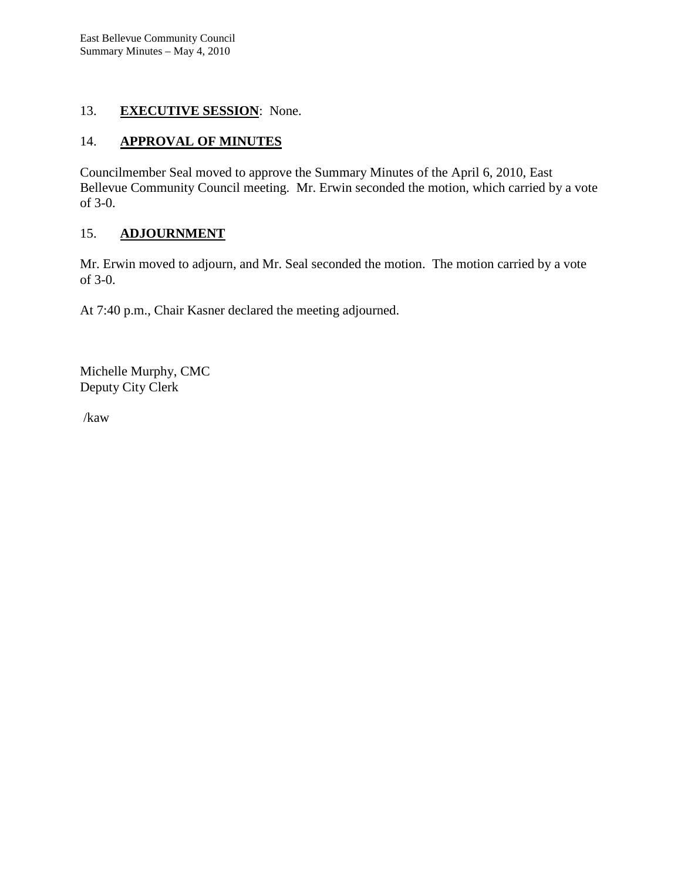13. **EXECUTIVE SESSION**: None.

14. **APPROVAL OF MINUTES**

Councilmember Seal moved to approve the Summary Minutes of the April 6, 2010, East Bellevue Community Council meeting. Mr. Erwin seconded the motion, which carried by a vote of 3-0.

15. **ADJOURNMENT**

Mr. Erwin moved to adjourn, and Mr. Seal seconded the motion. The motion carried by a vote of 3-0.

At 7:40 p.m., Chair Kasner declared the meeting adjourned.

Michelle Murphy, CMC
Deputy City Clerk

/kaw